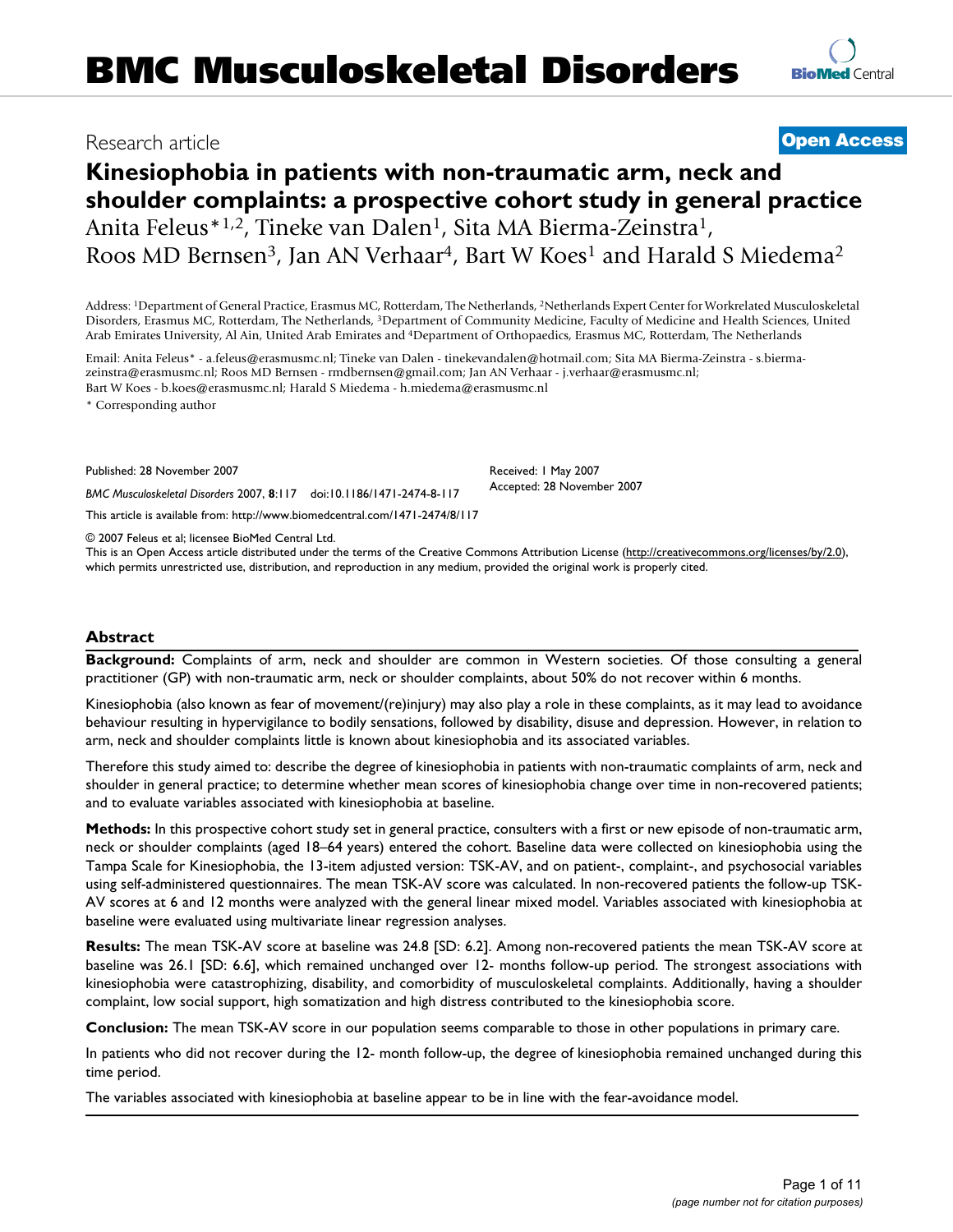# BMC Musculoskeletal Disorders

Research article

**Open Access**

# Kinesiophobia in patients with non-traumatic arm, neck and shoulder complaints: a prospective cohort study in general practice

Anita Feleus*[1,2], Tineke van Dalen[1], Sita MA Bierma-Zeinstra[1], Roos MD Bernsen[3], Jan AN Verhaar[4], Bart W Koes[1] and Harald S Miedema[2]

Address: [1]Department of General Practice, Erasmus MC, Rotterdam, The Netherlands, [2]Netherlands Expert Center for Workrelated Musculoskeletal Disorders, Erasmus MC, Rotterdam, The Netherlands, [3]Department of Community Medicine, Faculty of Medicine and Health Sciences, United Arab Emirates University, Al Ain, United Arab Emirates and [4]Department of Orthopaedics, Erasmus MC, Rotterdam, The Netherlands

Email: Anita Feleus* - a.feleus@erasmusmc.nl; Tineke van Dalen - tinekevandalen@hotmail.com; Sita MA Bierma-Zeinstra - s.bierma-zeinstra@erasmusmc.nl; Roos MD Bernsen - rmdbernsen@gmail.com; Jan AN Verhaar - j.verhaar@erasmusmc.nl; Bart W Koes - b.koes@erasmusmc.nl; Harald S Miedema - h.miedema@erasmusmc.nl

* Corresponding author

Published: 28 November 2007

*BMC Musculoskeletal Disorders* 2007, **8**:117 doi:10.1186/1471-2474-8-117

Received: 1 May 2007
Accepted: 28 November 2007

This article is available from: http://www.biomedcentral.com/1471-2474/8/117

© 2007 Feleus et al; licensee BioMed Central Ltd.
This is an Open Access article distributed under the terms of the Creative Commons Attribution License (http://creativecommons.org/licenses/by/2.0), which permits unrestricted use, distribution, and reproduction in any medium, provided the original work is properly cited.

## Abstract

**Background:** Complaints of arm, neck and shoulder are common in Western societies. Of those consulting a general practitioner (GP) with non-traumatic arm, neck or shoulder complaints, about 50% do not recover within 6 months.

Kinesiophobia (also known as fear of movement/(re)injury) may also play a role in these complaints, as it may lead to avoidance behaviour resulting in hypervigilance to bodily sensations, followed by disability, disuse and depression. However, in relation to arm, neck and shoulder complaints little is known about kinesiophobia and its associated variables.

Therefore this study aimed to: describe the degree of kinesiophobia in patients with non-traumatic complaints of arm, neck and shoulder in general practice; to determine whether mean scores of kinesiophobia change over time in non-recovered patients; and to evaluate variables associated with kinesiophobia at baseline.

**Methods:** In this prospective cohort study set in general practice, consulters with a first or new episode of non-traumatic arm, neck or shoulder complaints (aged 18–64 years) entered the cohort. Baseline data were collected on kinesiophobia using the Tampa Scale for Kinesiophobia, the 13-item adjusted version: TSK-AV, and on patient-, complaint-, and psychosocial variables using self-administered questionnaires. The mean TSK-AV score was calculated. In non-recovered patients the follow-up TSK-AV scores at 6 and 12 months were analyzed with the general linear mixed model. Variables associated with kinesiophobia at baseline were evaluated using multivariate linear regression analyses.

**Results:** The mean TSK-AV score at baseline was 24.8 [SD: 6.2]. Among non-recovered patients the mean TSK-AV score at baseline was 26.1 [SD: 6.6], which remained unchanged over 12- months follow-up period. The strongest associations with kinesiophobia were catastrophizing, disability, and comorbidity of musculoskeletal complaints. Additionally, having a shoulder complaint, low social support, high somatization and high distress contributed to the kinesiophobia score.

**Conclusion:** The mean TSK-AV score in our population seems comparable to those in other populations in primary care.

In patients who did not recover during the 12- month follow-up, the degree of kinesiophobia remained unchanged during this time period.

The variables associated with kinesiophobia at baseline appear to be in line with the fear-avoidance model.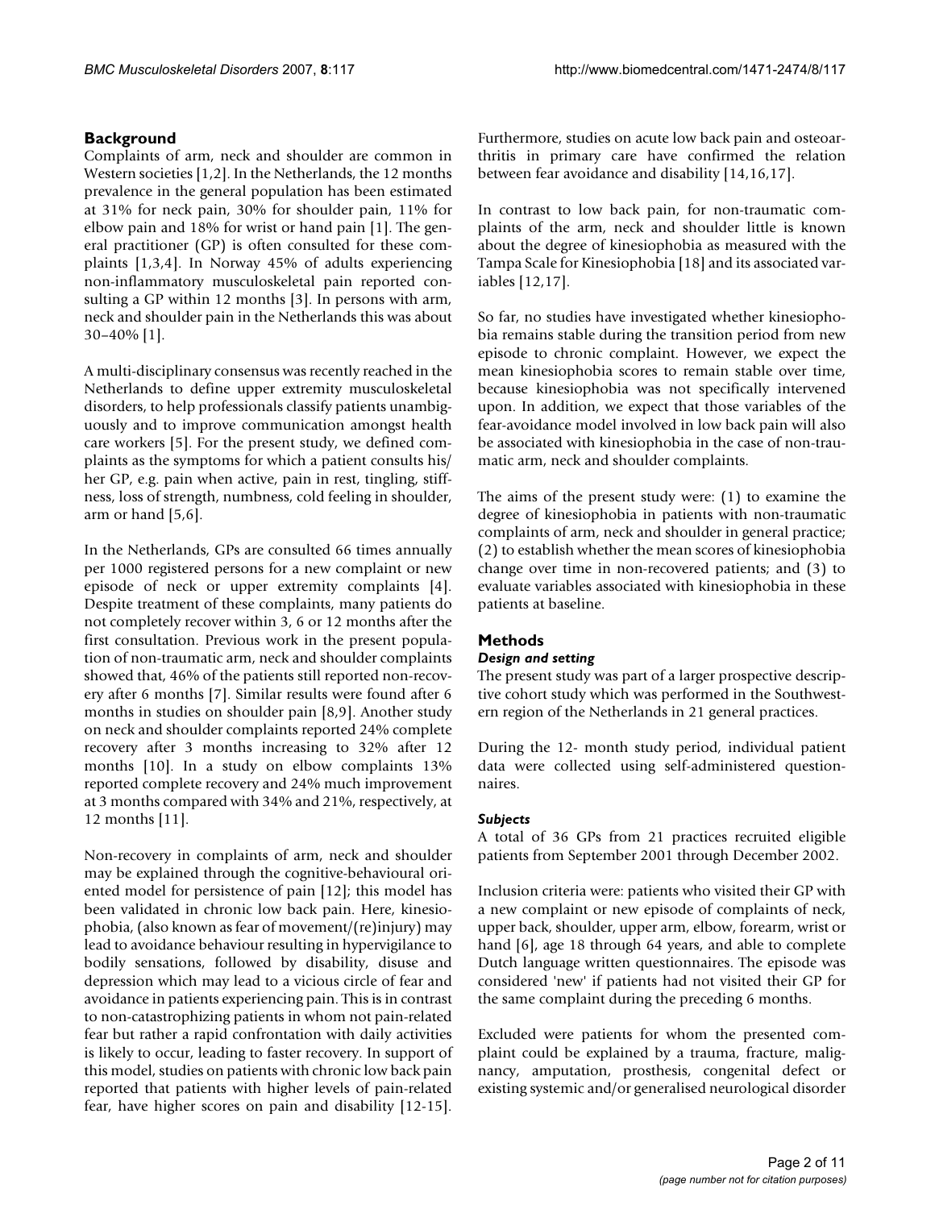## Background

Complaints of arm, neck and shoulder are common in Western societies [1,2]. In the Netherlands, the 12 months prevalence in the general population has been estimated at 31% for neck pain, 30% for shoulder pain, 11% for elbow pain and 18% for wrist or hand pain [1]. The general practitioner (GP) is often consulted for these complaints [1,3,4]. In Norway 45% of adults experiencing non-inflammatory musculoskeletal pain reported consulting a GP within 12 months [3]. In persons with arm, neck and shoulder pain in the Netherlands this was about 30–40% [1].

A multi-disciplinary consensus was recently reached in the Netherlands to define upper extremity musculoskeletal disorders, to help professionals classify patients unambiguously and to improve communication amongst health care workers [5]. For the present study, we defined complaints as the symptoms for which a patient consults his/her GP, e.g. pain when active, pain in rest, tingling, stiffness, loss of strength, numbness, cold feeling in shoulder, arm or hand [5,6].

In the Netherlands, GPs are consulted 66 times annually per 1000 registered persons for a new complaint or new episode of neck or upper extremity complaints [4]. Despite treatment of these complaints, many patients do not completely recover within 3, 6 or 12 months after the first consultation. Previous work in the present population of non-traumatic arm, neck and shoulder complaints showed that, 46% of the patients still reported non-recovery after 6 months [7]. Similar results were found after 6 months in studies on shoulder pain [8,9]. Another study on neck and shoulder complaints reported 24% complete recovery after 3 months increasing to 32% after 12 months [10]. In a study on elbow complaints 13% reported complete recovery and 24% much improvement at 3 months compared with 34% and 21%, respectively, at 12 months [11].

Non-recovery in complaints of arm, neck and shoulder may be explained through the cognitive-behavioural oriented model for persistence of pain [12]; this model has been validated in chronic low back pain. Here, kinesiophobia, (also known as fear of movement/(re)injury) may lead to avoidance behaviour resulting in hypervigilance to bodily sensations, followed by disability, disuse and depression which may lead to a vicious circle of fear and avoidance in patients experiencing pain. This is in contrast to non-catastrophizing patients in whom not pain-related fear but rather a rapid confrontation with daily activities is likely to occur, leading to faster recovery. In support of this model, studies on patients with chronic low back pain reported that patients with higher levels of pain-related fear, have higher scores on pain and disability [12-15]. Furthermore, studies on acute low back pain and osteoarthritis in primary care have confirmed the relation between fear avoidance and disability [14,16,17].

In contrast to low back pain, for non-traumatic complaints of the arm, neck and shoulder little is known about the degree of kinesiophobia as measured with the Tampa Scale for Kinesiophobia [18] and its associated variables [12,17].

So far, no studies have investigated whether kinesiophobia remains stable during the transition period from new episode to chronic complaint. However, we expect the mean kinesiophobia scores to remain stable over time, because kinesiophobia was not specifically intervened upon. In addition, we expect that those variables of the fear-avoidance model involved in low back pain will also be associated with kinesiophobia in the case of non-traumatic arm, neck and shoulder complaints.

The aims of the present study were: (1) to examine the degree of kinesiophobia in patients with non-traumatic complaints of arm, neck and shoulder in general practice; (2) to establish whether the mean scores of kinesiophobia change over time in non-recovered patients; and (3) to evaluate variables associated with kinesiophobia in these patients at baseline.

## Methods

### *Design and setting*

The present study was part of a larger prospective descriptive cohort study which was performed in the Southwestern region of the Netherlands in 21 general practices.

During the 12- month study period, individual patient data were collected using self-administered questionnaires.

### *Subjects*

A total of 36 GPs from 21 practices recruited eligible patients from September 2001 through December 2002.

Inclusion criteria were: patients who visited their GP with a new complaint or new episode of complaints of neck, upper back, shoulder, upper arm, elbow, forearm, wrist or hand [6], age 18 through 64 years, and able to complete Dutch language written questionnaires. The episode was considered 'new' if patients had not visited their GP for the same complaint during the preceding 6 months.

Excluded were patients for whom the presented complaint could be explained by a trauma, fracture, malignancy, amputation, prosthesis, congenital defect or existing systemic and/or generalised neurological disorder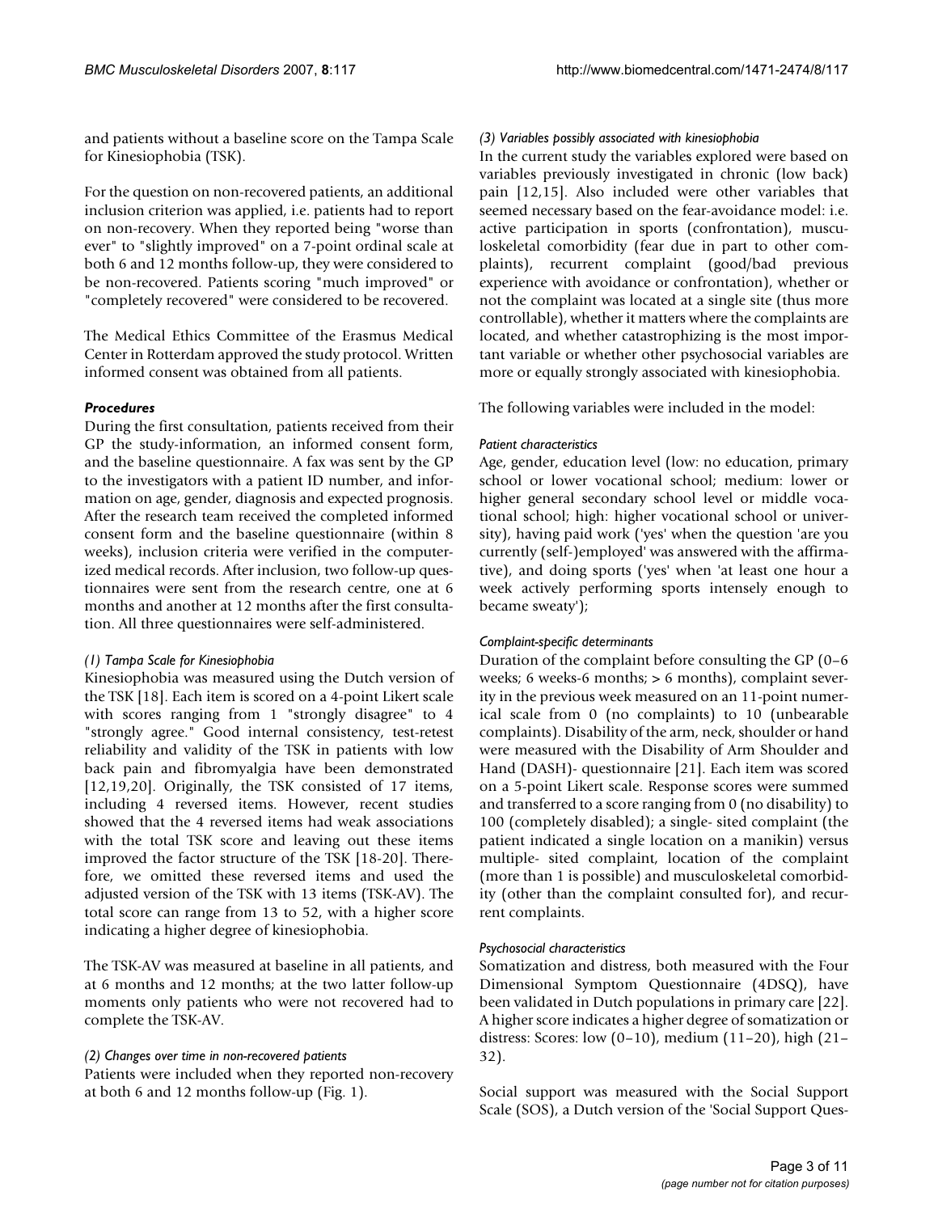and patients without a baseline score on the Tampa Scale for Kinesiophobia (TSK).

For the question on non-recovered patients, an additional inclusion criterion was applied, i.e. patients had to report on non-recovery. When they reported being "worse than ever" to "slightly improved" on a 7-point ordinal scale at both 6 and 12 months follow-up, they were considered to be non-recovered. Patients scoring "much improved" or "completely recovered" were considered to be recovered.

The Medical Ethics Committee of the Erasmus Medical Center in Rotterdam approved the study protocol. Written informed consent was obtained from all patients.

### *Procedures*

During the first consultation, patients received from their GP the study-information, an informed consent form, and the baseline questionnaire. A fax was sent by the GP to the investigators with a patient ID number, and information on age, gender, diagnosis and expected prognosis. After the research team received the completed informed consent form and the baseline questionnaire (within 8 weeks), inclusion criteria were verified in the computerized medical records. After inclusion, two follow-up questionnaires were sent from the research centre, one at 6 months and another at 12 months after the first consultation. All three questionnaires were self-administered.

#### *(1) Tampa Scale for Kinesiophobia*

Kinesiophobia was measured using the Dutch version of the TSK [18]. Each item is scored on a 4-point Likert scale with scores ranging from 1 "strongly disagree" to 4 "strongly agree." Good internal consistency, test-retest reliability and validity of the TSK in patients with low back pain and fibromyalgia have been demonstrated [12,19,20]. Originally, the TSK consisted of 17 items, including 4 reversed items. However, recent studies showed that the 4 reversed items had weak associations with the total TSK score and leaving out these items improved the factor structure of the TSK [18-20]. Therefore, we omitted these reversed items and used the adjusted version of the TSK with 13 items (TSK-AV). The total score can range from 13 to 52, with a higher score indicating a higher degree of kinesiophobia.

The TSK-AV was measured at baseline in all patients, and at 6 months and 12 months; at the two latter follow-up moments only patients who were not recovered had to complete the TSK-AV.

#### *(2) Changes over time in non-recovered patients*

Patients were included when they reported non-recovery at both 6 and 12 months follow-up (Fig. 1).

#### *(3) Variables possibly associated with kinesiophobia*

In the current study the variables explored were based on variables previously investigated in chronic (low back) pain [12,15]. Also included were other variables that seemed necessary based on the fear-avoidance model: i.e. active participation in sports (confrontation), musculoskeletal comorbidity (fear due in part to other complaints), recurrent complaint (good/bad previous experience with avoidance or confrontation), whether or not the complaint was located at a single site (thus more controllable), whether it matters where the complaints are located, and whether catastrophizing is the most important variable or whether other psychosocial variables are more or equally strongly associated with kinesiophobia.

The following variables were included in the model:

*Patient characteristics*

Age, gender, education level (low: no education, primary school or lower vocational school; medium: lower or higher general secondary school level or middle vocational school; high: higher vocational school or university), having paid work ('yes' when the question 'are you currently (self-)employed' was answered with the affirmative), and doing sports ('yes' when 'at least one hour a week actively performing sports intensely enough to became sweaty');

*Complaint-specific determinants*

Duration of the complaint before consulting the GP (0–6 weeks; 6 weeks-6 months; > 6 months), complaint severity in the previous week measured on an 11-point numerical scale from 0 (no complaints) to 10 (unbearable complaints). Disability of the arm, neck, shoulder or hand were measured with the Disability of Arm Shoulder and Hand (DASH)- questionnaire [21]. Each item was scored on a 5-point Likert scale. Response scores were summed and transferred to a score ranging from 0 (no disability) to 100 (completely disabled); a single- sited complaint (the patient indicated a single location on a manikin) versus multiple- sited complaint, location of the complaint (more than 1 is possible) and musculoskeletal comorbidity (other than the complaint consulted for), and recurrent complaints.

*Psychosocial characteristics*

Somatization and distress, both measured with the Four Dimensional Symptom Questionnaire (4DSQ), have been validated in Dutch populations in primary care [22]. A higher score indicates a higher degree of somatization or distress: Scores: low (0–10), medium (11–20), high (21–32).

Social support was measured with the Social Support Scale (SOS), a Dutch version of the 'Social Support Ques-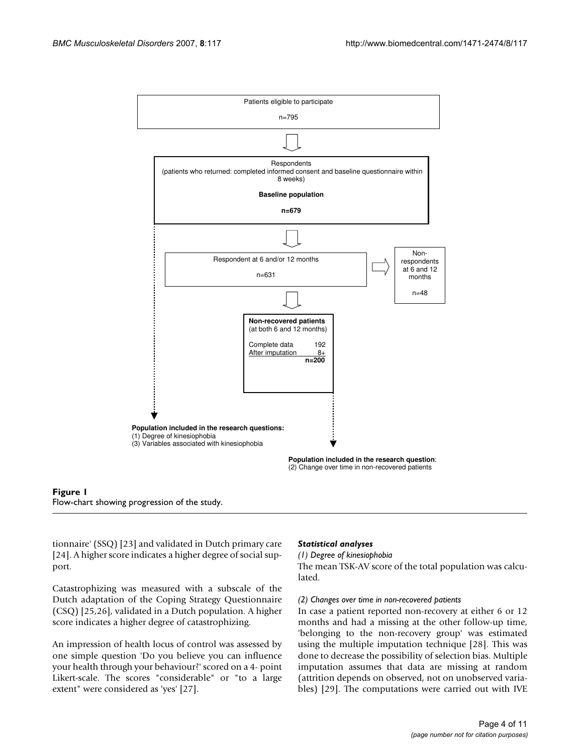Patients eligible to participate

n=795

Respondents
(patients who returned: completed informed consent and baseline questionnaire within 8 weeks)

**Baseline population**

**n=679**

Respondent at 6 and/or 12 months

n=631

Non-respondents at 6 and 12 months

n=48

**Non-recovered patients**
(at both 6 and 12 months)

Complete data 192
After imputation 8+
**n=200**

**Population included in the research questions:**
(1) Degree of kinesiophobia
(3) Variables associated with kinesiophobia

**Population included in the research question**:
(2) Change over time in non-recovered patients

**Figure 1**
Flow-chart showing progression of the study.

tionnaire' (SSQ) [23] and validated in Dutch primary care [24]. A higher score indicates a higher degree of social support.

Catastrophizing was measured with a subscale of the Dutch adaptation of the Coping Strategy Questionnaire (CSQ) [25,26], validated in a Dutch population. A higher score indicates a higher degree of catastrophizing.

An impression of health locus of control was assessed by one simple question 'Do you believe you can influence your health through your behaviour?' scored on a 4- point Likert-scale. The scores "considerable" or "to a large extent" were considered as 'yes' [27].

### *Statistical analyses*

*(1) Degree of kinesiophobia*

The mean TSK-AV score of the total population was calculated.

*(2) Changes over time in non-recovered patients*

In case a patient reported non-recovery at either 6 or 12 months and had a missing at the other follow-up time, 'belonging to the non-recovery group' was estimated using the multiple imputation technique [28]. This was done to decrease the possibility of selection bias. Multiple imputation assumes that data are missing at random (attrition depends on observed, not on unobserved variables) [29]. The computations were carried out with IVE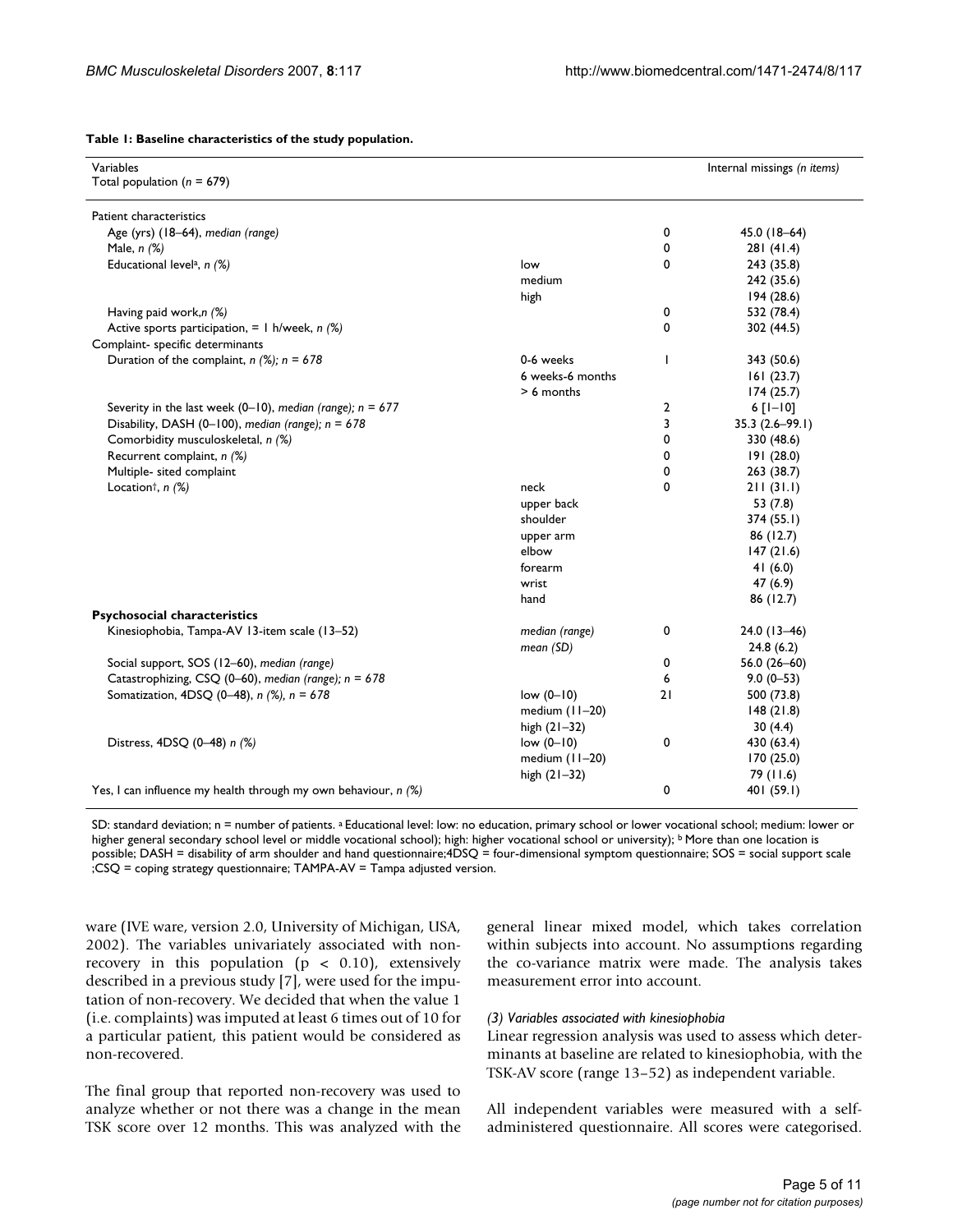**Table 1: Baseline characteristics of the study population.**

| Variables<br>Total population (*n* = 679) | | Internal missings *(n items)* | |
|---|---|---|---|
| Patient characteristics | | | |
| Age (yrs) (18–64), *median (range)* | | 0 | 45.0 (18–64) |
| Male, *n (%)* | | 0 | 281 (41.4) |
| Educational level[a], *n (%)* | low | 0 | 243 (35.8) |
| | medium | | 242 (35.6) |
| | high | | 194 (28.6) |
| Having paid work,*n (%)* | | 0 | 532 (78.4) |
| Active sports participation, = 1 h/week, *n (%)* | | 0 | 302 (44.5) |
| Complaint- specific determinants | | | |
| Duration of the complaint, *n (%); n = 678* | 0-6 weeks | 1 | 343 (50.6) |
| | 6 weeks-6 months | | 161 (23.7) |
| | > 6 months | | 174 (25.7) |
| Severity in the last week (0–10), *median (range); n = 677* | | 2 | 6 [1–10] |
| Disability, DASH (0–100), *median (range); n = 678* | | 3 | 35.3 (2.6–99.1) |
| Comorbidity musculoskeletal, *n (%)* | | 0 | 330 (48.6) |
| Recurrent complaint, *n (%)* | | 0 | 191 (28.0) |
| Multiple- sited complaint | | 0 | 263 (38.7) |
| Location†, *n (%)* | neck | 0 | 211 (31.1) |
| | upper back | | 53 (7.8) |
| | shoulder | | 374 (55.1) |
| | upper arm | | 86 (12.7) |
| | elbow | | 147 (21.6) |
| | forearm | | 41 (6.0) |
| | wrist | | 47 (6.9) |
| | hand | | 86 (12.7) |
| **Psychosocial characteristics** | | | |
| Kinesiophobia, Tampa-AV 13-item scale (13–52) | *median (range)* | 0 | 24.0 (13–46) |
| | *mean (SD)* | | 24.8 (6.2) |
| Social support, SOS (12–60), *median (range)* | | 0 | 56.0 (26–60) |
| Catastrophizing, CSQ (0–60), *median (range); n = 678* | | 6 | 9.0 (0–53) |
| Somatization, 4DSQ (0–48), *n (%), n = 678* | low (0–10) | 21 | 500 (73.8) |
| | medium (11–20) | | 148 (21.8) |
| | high (21–32) | | 30 (4.4) |
| Distress, 4DSQ (0–48) *n (%)* | low (0–10) | 0 | 430 (63.4) |
| | medium (11–20) | | 170 (25.0) |
| | high (21–32) | | 79 (11.6) |
| Yes, I can influence my health through my own behaviour, *n (%)* | | 0 | 401 (59.1) |

SD: standard deviation; n = number of patients. [a] Educational level: low: no education, primary school or lower vocational school; medium: lower or higher general secondary school level or middle vocational school); high: higher vocational school or university); [b] More than one location is possible; DASH = disability of arm shoulder and hand questionnaire;4DSQ = four-dimensional symptom questionnaire; SOS = social support scale ;CSQ = coping strategy questionnaire; TAMPA-AV = Tampa adjusted version.

ware (IVE ware, version 2.0, University of Michigan, USA, 2002). The variables univariately associated with non-recovery in this population ($p < 0.10$), extensively described in a previous study [7], were used for the imputation of non-recovery. We decided that when the value 1 (i.e. complaints) was imputed at least 6 times out of 10 for a particular patient, this patient would be considered as non-recovered.

The final group that reported non-recovery was used to analyze whether or not there was a change in the mean TSK score over 12 months. This was analyzed with the general linear mixed model, which takes correlation within subjects into account. No assumptions regarding the co-variance matrix were made. The analysis takes measurement error into account.

*(3) Variables associated with kinesiophobia*

Linear regression analysis was used to assess which determinants at baseline are related to kinesiophobia, with the TSK-AV score (range 13–52) as independent variable.

All independent variables were measured with a self-administered questionnaire. All scores were categorised.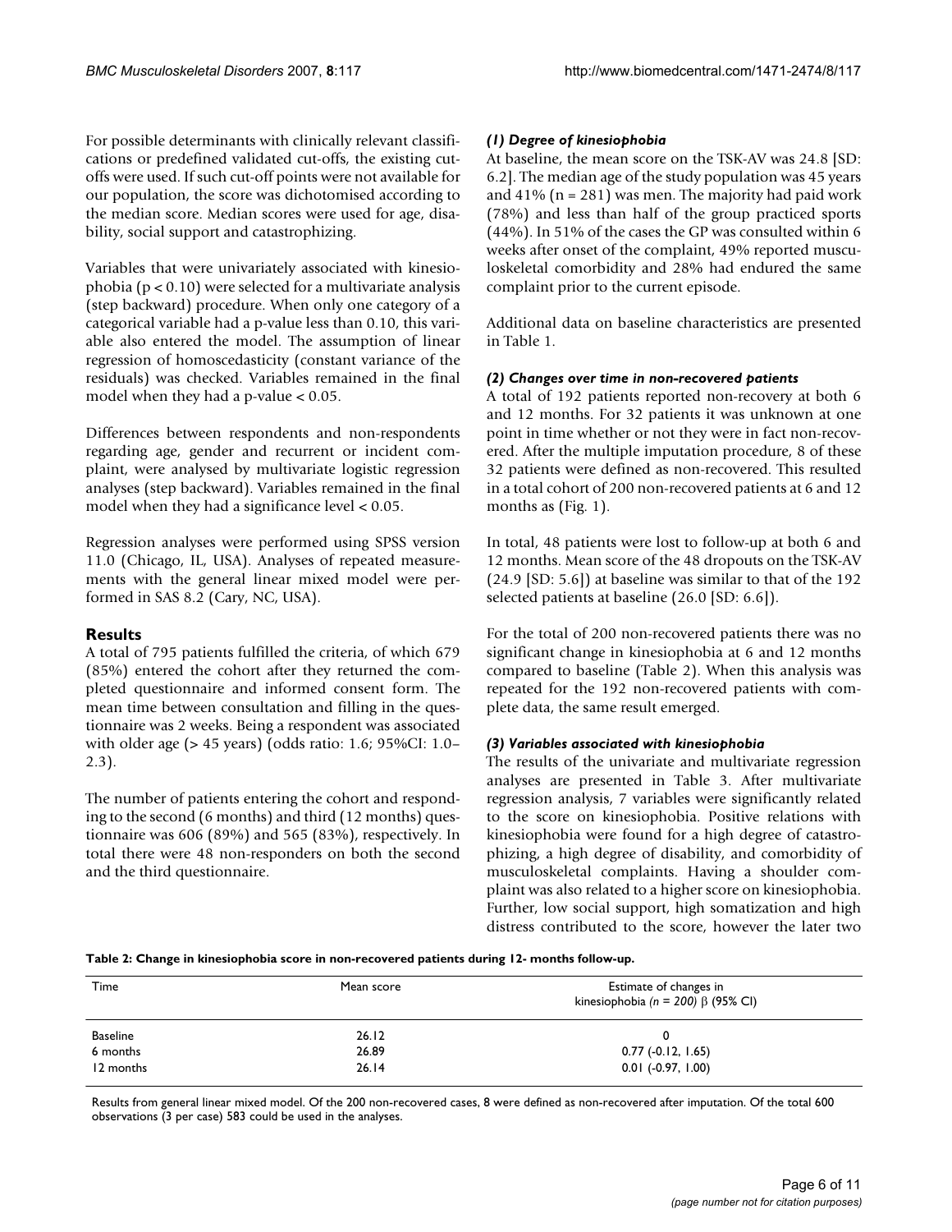For possible determinants with clinically relevant classifications or predefined validated cut-offs, the existing cut-offs were used. If such cut-off points were not available for our population, the score was dichotomised according to the median score. Median scores were used for age, disability, social support and catastrophizing.

Variables that were univariately associated with kinesiophobia ($p < 0.10$) were selected for a multivariate analysis (step backward) procedure. When only one category of a categorical variable had a p-value less than 0.10, this variable also entered the model. The assumption of linear regression of homoscedasticity (constant variance of the residuals) was checked. Variables remained in the final model when they had a p-value < 0.05.

Differences between respondents and non-respondents regarding age, gender and recurrent or incident complaint, were analysed by multivariate logistic regression analyses (step backward). Variables remained in the final model when they had a significance level < 0.05.

Regression analyses were performed using SPSS version 11.0 (Chicago, IL, USA). Analyses of repeated measurements with the general linear mixed model were performed in SAS 8.2 (Cary, NC, USA).

## Results

A total of 795 patients fulfilled the criteria, of which 679 (85%) entered the cohort after they returned the completed questionnaire and informed consent form. The mean time between consultation and filling in the questionnaire was 2 weeks. Being a respondent was associated with older age (> 45 years) (odds ratio: 1.6; 95%CI: 1.0–2.3).

The number of patients entering the cohort and responding to the second (6 months) and third (12 months) questionnaire was 606 (89%) and 565 (83%), respectively. In total there were 48 non-responders on both the second and the third questionnaire.

### *(1) Degree of kinesiophobia*

At baseline, the mean score on the TSK-AV was 24.8 [SD: 6.2]. The median age of the study population was 45 years and 41% (n = 281) was men. The majority had paid work (78%) and less than half of the group practiced sports (44%). In 51% of the cases the GP was consulted within 6 weeks after onset of the complaint, 49% reported musculoskeletal comorbidity and 28% had endured the same complaint prior to the current episode.

Additional data on baseline characteristics are presented in Table 1.

### *(2) Changes over time in non-recovered patients*

A total of 192 patients reported non-recovery at both 6 and 12 months. For 32 patients it was unknown at one point in time whether or not they were in fact non-recovered. After the multiple imputation procedure, 8 of these 32 patients were defined as non-recovered. This resulted in a total cohort of 200 non-recovered patients at 6 and 12 months as (Fig. 1).

In total, 48 patients were lost to follow-up at both 6 and 12 months. Mean score of the 48 dropouts on the TSK-AV (24.9 [SD: 5.6]) at baseline was similar to that of the 192 selected patients at baseline (26.0 [SD: 6.6]).

For the total of 200 non-recovered patients there was no significant change in kinesiophobia at 6 and 12 months compared to baseline (Table 2). When this analysis was repeated for the 192 non-recovered patients with complete data, the same result emerged.

### *(3) Variables associated with kinesiophobia*

The results of the univariate and multivariate regression analyses are presented in Table 3. After multivariate regression analysis, 7 variables were significantly related to the score on kinesiophobia. Positive relations with kinesiophobia were found for a high degree of catastrophizing, a high degree of disability, and comorbidity of musculoskeletal complaints. Having a shoulder complaint was also related to a higher score on kinesiophobia. Further, low social support, high somatization and high distress contributed to the score, however the later two

**Table 2: Change in kinesiophobia score in non-recovered patients during 12- months follow-up.**

| Time | Mean score | Estimate of changes in kinesiophobia *(n = 200)* $\beta$ (95% CI) |
|---|---|---|
| Baseline | 26.12 | 0 |
| 6 months | 26.89 | 0.77 (-0.12, 1.65) |
| 12 months | 26.14 | 0.01 (-0.97, 1.00) |

Results from general linear mixed model. Of the 200 non-recovered cases, 8 were defined as non-recovered after imputation. Of the total 600 observations (3 per case) 583 could be used in the analyses.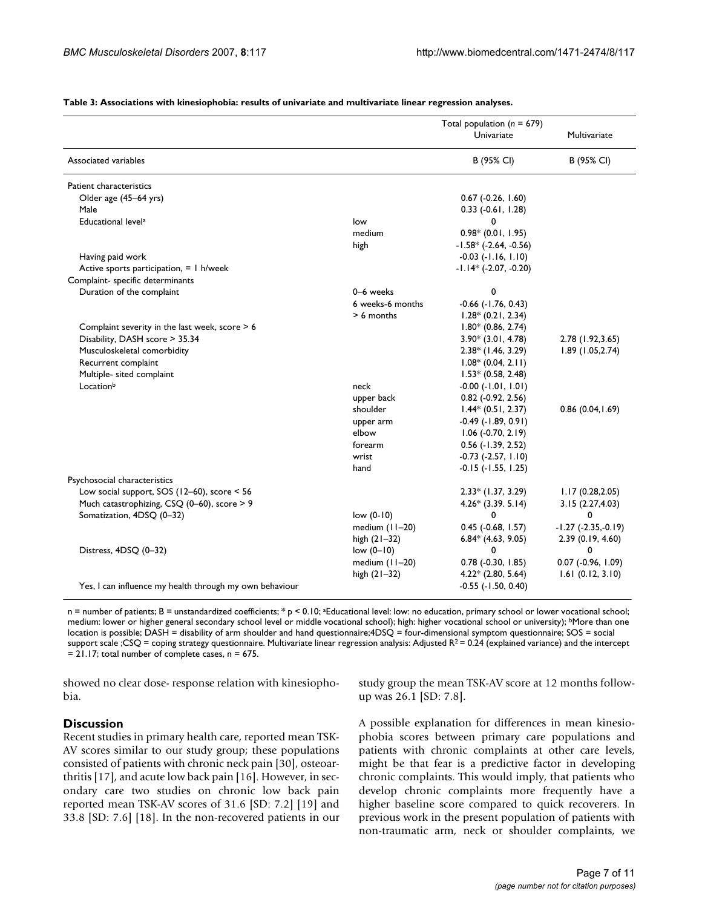**Table 3: Associations with kinesiophobia: results of univariate and multivariate linear regression analyses.**

| | | Total population ($n$ = 679) Univariate | Multivariate |
|---|---|---|---|
| Associated variables | | B (95% CI) | B (95% CI) |
| Patient characteristics | | | |
| Older age (45–64 yrs) | | 0.67 (-0.26, 1.60) | |
| Male | | 0.33 (-0.61, 1.28) | |
| Educational level[a] | low | 0 | |
| | medium | 0.98* (0.01, 1.95) | |
| | high | -1.58* (-2.64, -0.56) | |
| Having paid work | | -0.03 (-1.16, 1.10) | |
| Active sports participation, = 1 h/week | | -1.14* (-2.07, -0.20) | |
| Complaint- specific determinants | | | |
| Duration of the complaint | 0–6 weeks | 0 | |
| | 6 weeks-6 months | -0.66 (-1.76, 0.43) | |
| | > 6 months | 1.28* (0.21, 2.34) | |
| Complaint severity in the last week, score > 6 | | 1.80* (0.86, 2.74) | |
| Disability, DASH score > 35.34 | | 3.90* (3.01, 4.78) | 2.78 (1.92,3.65) |
| Musculoskeletal comorbidity | | 2.38* (1.46, 3.29) | 1.89 (1.05,2.74) |
| Recurrent complaint | | 1.08* (0.04, 2.11) | |
| Multiple- sited complaint | | 1.53* (0.58, 2.48) | |
| Location[b] | neck | -0.00 (-1.01, 1.01) | |
| | upper back | 0.82 (-0.92, 2.56) | |
| | shoulder | 1.44* (0.51, 2.37) | 0.86 (0.04,1.69) |
| | upper arm | -0.49 (-1.89, 0.91) | |
| | elbow | 1.06 (-0.70, 2.19) | |
| | forearm | 0.56 (-1.39, 2.52) | |
| | wrist | -0.73 (-2.57, 1.10) | |
| | hand | -0.15 (-1.55, 1.25) | |
| Psychosocial characteristics | | | |
| Low social support, SOS (12–60), score < 56 | | 2.33* (1.37, 3.29) | 1.17 (0.28,2.05) |
| Much catastrophizing, CSQ (0–60), score > 9 | | 4.26* (3.39. 5.14) | 3.15 (2.27,4.03) |
| Somatization, 4DSQ (0–32) | low (0-10) | 0 | 0 |
| | medium (11–20) | 0.45 (-0.68, 1.57) | -1.27 (-2.35,-0.19) |
| | high (21–32) | 6.84* (4.63, 9.05) | 2.39 (0.19, 4.60) |
| Distress, 4DSQ (0–32) | low (0–10) | 0 | 0 |
| | medium (11–20) | 0.78 (-0.30, 1.85) | 0.07 (-0.96, 1.09) |
| | high (21–32) | 4.22* (2.80, 5.64) | 1.61 (0.12, 3.10) |
| Yes, I can influence my health through my own behaviour | | -0.55 (-1.50, 0.40) | |

n = number of patients; B = unstandardized coefficients; * $p < 0.10$; [a]Educational level: low: no education, primary school or lower vocational school; medium: lower or higher general secondary school level or middle vocational school); high: higher vocational school or university); [b]More than one location is possible; DASH = disability of arm shoulder and hand questionnaire;4DSQ = four-dimensional symptom questionnaire; SOS = social support scale ;CSQ = coping strategy questionnaire. Multivariate linear regression analysis: Adjusted $R^2$ = 0.24 (explained variance) and the intercept = 21.17; total number of complete cases, n = 675.

showed no clear dose- response relation with kinesiophobia.

## Discussion

Recent studies in primary health care, reported mean TSK-AV scores similar to our study group; these populations consisted of patients with chronic neck pain [30], osteoarthritis [17], and acute low back pain [16]. However, in secondary care two studies on chronic low back pain reported mean TSK-AV scores of 31.6 [SD: 7.2] [19] and 33.8 [SD: 7.6] [18]. In the non-recovered patients in our study group the mean TSK-AV score at 12 months follow-up was 26.1 [SD: 7.8].

A possible explanation for differences in mean kinesiophobia scores between primary care populations and patients with chronic complaints at other care levels, might be that fear is a predictive factor in developing chronic complaints. This would imply, that patients who develop chronic complaints more frequently have a higher baseline score compared to quick recoverers. In previous work in the present population of patients with non-traumatic arm, neck or shoulder complaints, we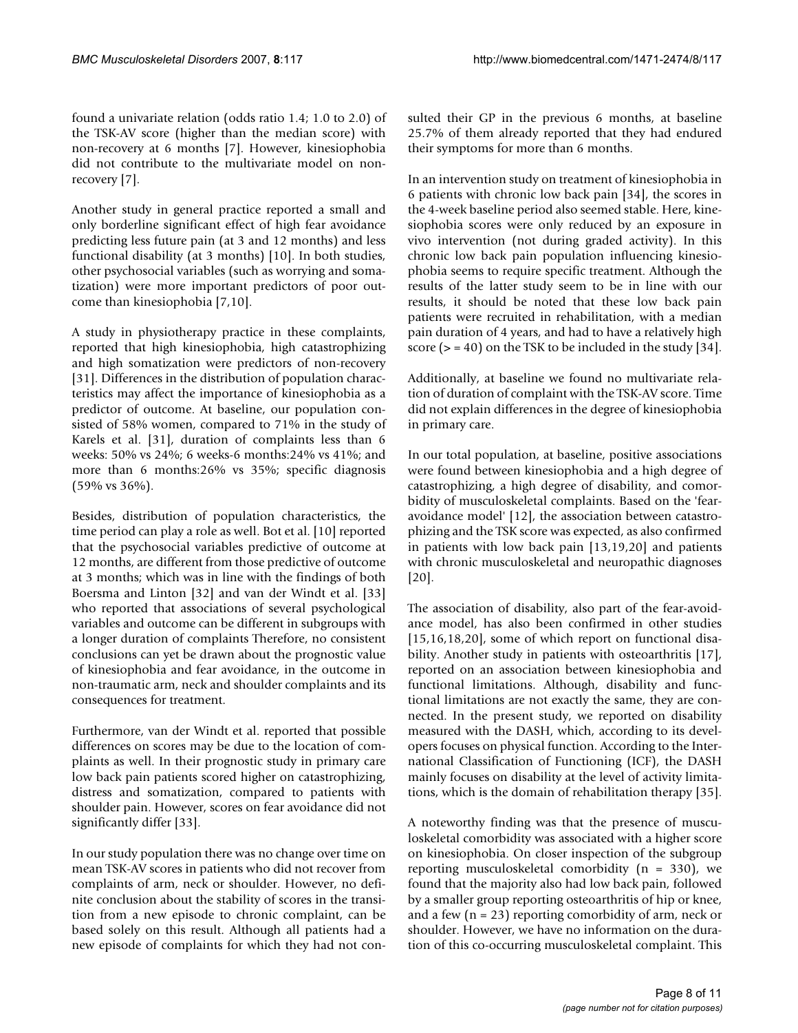found a univariate relation (odds ratio 1.4; 1.0 to 2.0) of the TSK-AV score (higher than the median score) with non-recovery at 6 months [7]. However, kinesiophobia did not contribute to the multivariate model on non-recovery [7].

Another study in general practice reported a small and only borderline significant effect of high fear avoidance predicting less future pain (at 3 and 12 months) and less functional disability (at 3 months) [10]. In both studies, other psychosocial variables (such as worrying and somatization) were more important predictors of poor outcome than kinesiophobia [7,10].

A study in physiotherapy practice in these complaints, reported that high kinesiophobia, high catastrophizing and high somatization were predictors of non-recovery [31]. Differences in the distribution of population characteristics may affect the importance of kinesiophobia as a predictor of outcome. At baseline, our population consisted of 58% women, compared to 71% in the study of Karels et al. [31], duration of complaints less than 6 weeks: 50% vs 24%; 6 weeks-6 months:24% vs 41%; and more than 6 months:26% vs 35%; specific diagnosis (59% vs 36%).

Besides, distribution of population characteristics, the time period can play a role as well. Bot et al. [10] reported that the psychosocial variables predictive of outcome at 12 months, are different from those predictive of outcome at 3 months; which was in line with the findings of both Boersma and Linton [32] and van der Windt et al. [33] who reported that associations of several psychological variables and outcome can be different in subgroups with a longer duration of complaints Therefore, no consistent conclusions can yet be drawn about the prognostic value of kinesiophobia and fear avoidance, in the outcome in non-traumatic arm, neck and shoulder complaints and its consequences for treatment.

Furthermore, van der Windt et al. reported that possible differences on scores may be due to the location of complaints as well. In their prognostic study in primary care low back pain patients scored higher on catastrophizing, distress and somatization, compared to patients with shoulder pain. However, scores on fear avoidance did not significantly differ [33].

In our study population there was no change over time on mean TSK-AV scores in patients who did not recover from complaints of arm, neck or shoulder. However, no definite conclusion about the stability of scores in the transition from a new episode to chronic complaint, can be based solely on this result. Although all patients had a new episode of complaints for which they had not consulted their GP in the previous 6 months, at baseline 25.7% of them already reported that they had endured their symptoms for more than 6 months.

In an intervention study on treatment of kinesiophobia in 6 patients with chronic low back pain [34], the scores in the 4-week baseline period also seemed stable. Here, kinesiophobia scores were only reduced by an exposure in vivo intervention (not during graded activity). In this chronic low back pain population influencing kinesiophobia seems to require specific treatment. Although the results of the latter study seem to be in line with our results, it should be noted that these low back pain patients were recruited in rehabilitation, with a median pain duration of 4 years, and had to have a relatively high score (> = 40) on the TSK to be included in the study [34].

Additionally, at baseline we found no multivariate relation of duration of complaint with the TSK-AV score. Time did not explain differences in the degree of kinesiophobia in primary care.

In our total population, at baseline, positive associations were found between kinesiophobia and a high degree of catastrophizing, a high degree of disability, and comorbidity of musculoskeletal complaints. Based on the 'fear-avoidance model' [12], the association between catastrophizing and the TSK score was expected, as also confirmed in patients with low back pain [13,19,20] and patients with chronic musculoskeletal and neuropathic diagnoses [20].

The association of disability, also part of the fear-avoidance model, has also been confirmed in other studies [15,16,18,20], some of which report on functional disability. Another study in patients with osteoarthritis [17], reported on an association between kinesiophobia and functional limitations. Although, disability and functional limitations are not exactly the same, they are connected. In the present study, we reported on disability measured with the DASH, which, according to its developers focuses on physical function. According to the International Classification of Functioning (ICF), the DASH mainly focuses on disability at the level of activity limitations, which is the domain of rehabilitation therapy [35].

A noteworthy finding was that the presence of musculoskeletal comorbidity was associated with a higher score on kinesiophobia. On closer inspection of the subgroup reporting musculoskeletal comorbidity (n = 330), we found that the majority also had low back pain, followed by a smaller group reporting osteoarthritis of hip or knee, and a few (n = 23) reporting comorbidity of arm, neck or shoulder. However, we have no information on the duration of this co-occurring musculoskeletal complaint. This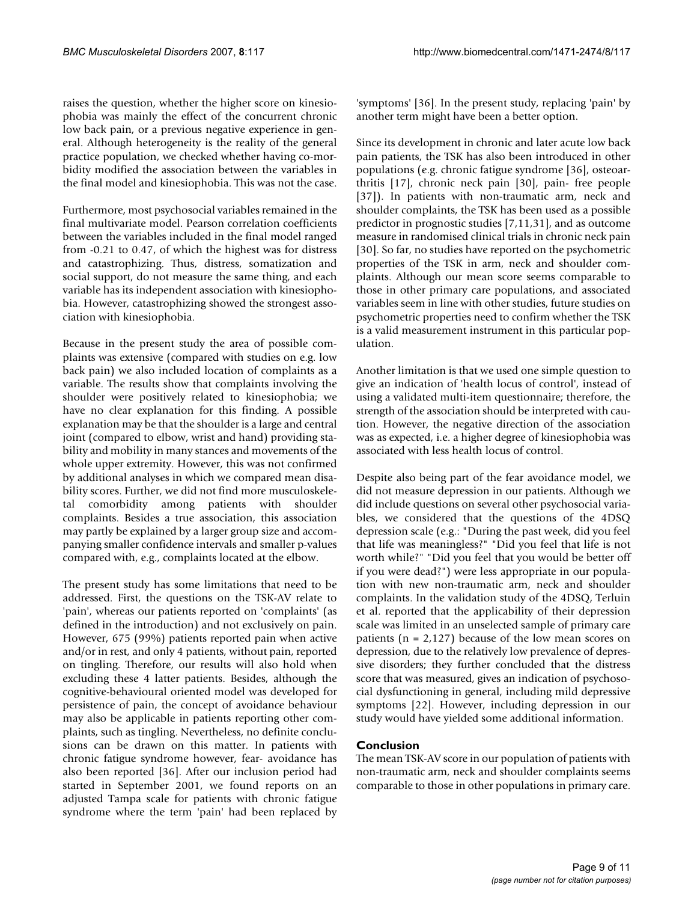raises the question, whether the higher score on kinesiophobia was mainly the effect of the concurrent chronic low back pain, or a previous negative experience in general. Although heterogeneity is the reality of the general practice population, we checked whether having co-morbidity modified the association between the variables in the final model and kinesiophobia. This was not the case.

Furthermore, most psychosocial variables remained in the final multivariate model. Pearson correlation coefficients between the variables included in the final model ranged from -0.21 to 0.47, of which the highest was for distress and catastrophizing. Thus, distress, somatization and social support, do not measure the same thing, and each variable has its independent association with kinesiophobia. However, catastrophizing showed the strongest association with kinesiophobia.

Because in the present study the area of possible complaints was extensive (compared with studies on e.g. low back pain) we also included location of complaints as a variable. The results show that complaints involving the shoulder were positively related to kinesiophobia; we have no clear explanation for this finding. A possible explanation may be that the shoulder is a large and central joint (compared to elbow, wrist and hand) providing stability and mobility in many stances and movements of the whole upper extremity. However, this was not confirmed by additional analyses in which we compared mean disability scores. Further, we did not find more musculoskeletal comorbidity among patients with shoulder complaints. Besides a true association, this association may partly be explained by a larger group size and accompanying smaller confidence intervals and smaller p-values compared with, e.g., complaints located at the elbow.

The present study has some limitations that need to be addressed. First, the questions on the TSK-AV relate to 'pain', whereas our patients reported on 'complaints' (as defined in the introduction) and not exclusively on pain. However, 675 (99%) patients reported pain when active and/or in rest, and only 4 patients, without pain, reported on tingling. Therefore, our results will also hold when excluding these 4 latter patients. Besides, although the cognitive-behavioural oriented model was developed for persistence of pain, the concept of avoidance behaviour may also be applicable in patients reporting other complaints, such as tingling. Nevertheless, no definite conclusions can be drawn on this matter. In patients with chronic fatigue syndrome however, fear- avoidance has also been reported [36]. After our inclusion period had started in September 2001, we found reports on an adjusted Tampa scale for patients with chronic fatigue syndrome where the term 'pain' had been replaced by 'symptoms' [36]. In the present study, replacing 'pain' by another term might have been a better option.

Since its development in chronic and later acute low back pain patients, the TSK has also been introduced in other populations (e.g. chronic fatigue syndrome [36], osteoarthritis [17], chronic neck pain [30], pain- free people [37]). In patients with non-traumatic arm, neck and shoulder complaints, the TSK has been used as a possible predictor in prognostic studies [7,11,31], and as outcome measure in randomised clinical trials in chronic neck pain [30]. So far, no studies have reported on the psychometric properties of the TSK in arm, neck and shoulder complaints. Although our mean score seems comparable to those in other primary care populations, and associated variables seem in line with other studies, future studies on psychometric properties need to confirm whether the TSK is a valid measurement instrument in this particular population.

Another limitation is that we used one simple question to give an indication of 'health locus of control', instead of using a validated multi-item questionnaire; therefore, the strength of the association should be interpreted with caution. However, the negative direction of the association was as expected, i.e. a higher degree of kinesiophobia was associated with less health locus of control.

Despite also being part of the fear avoidance model, we did not measure depression in our patients. Although we did include questions on several other psychosocial variables, we considered that the questions of the 4DSQ depression scale (e.g.: "During the past week, did you feel that life was meaningless?" "Did you feel that life is not worth while?" "Did you feel that you would be better off if you were dead?") were less appropriate in our population with new non-traumatic arm, neck and shoulder complaints. In the validation study of the 4DSQ, Terluin et al. reported that the applicability of their depression scale was limited in an unselected sample of primary care patients (n = 2,127) because of the low mean scores on depression, due to the relatively low prevalence of depressive disorders; they further concluded that the distress score that was measured, gives an indication of psychosocial dysfunctioning in general, including mild depressive symptoms [22]. However, including depression in our study would have yielded some additional information.

## Conclusion

The mean TSK-AV score in our population of patients with non-traumatic arm, neck and shoulder complaints seems comparable to those in other populations in primary care.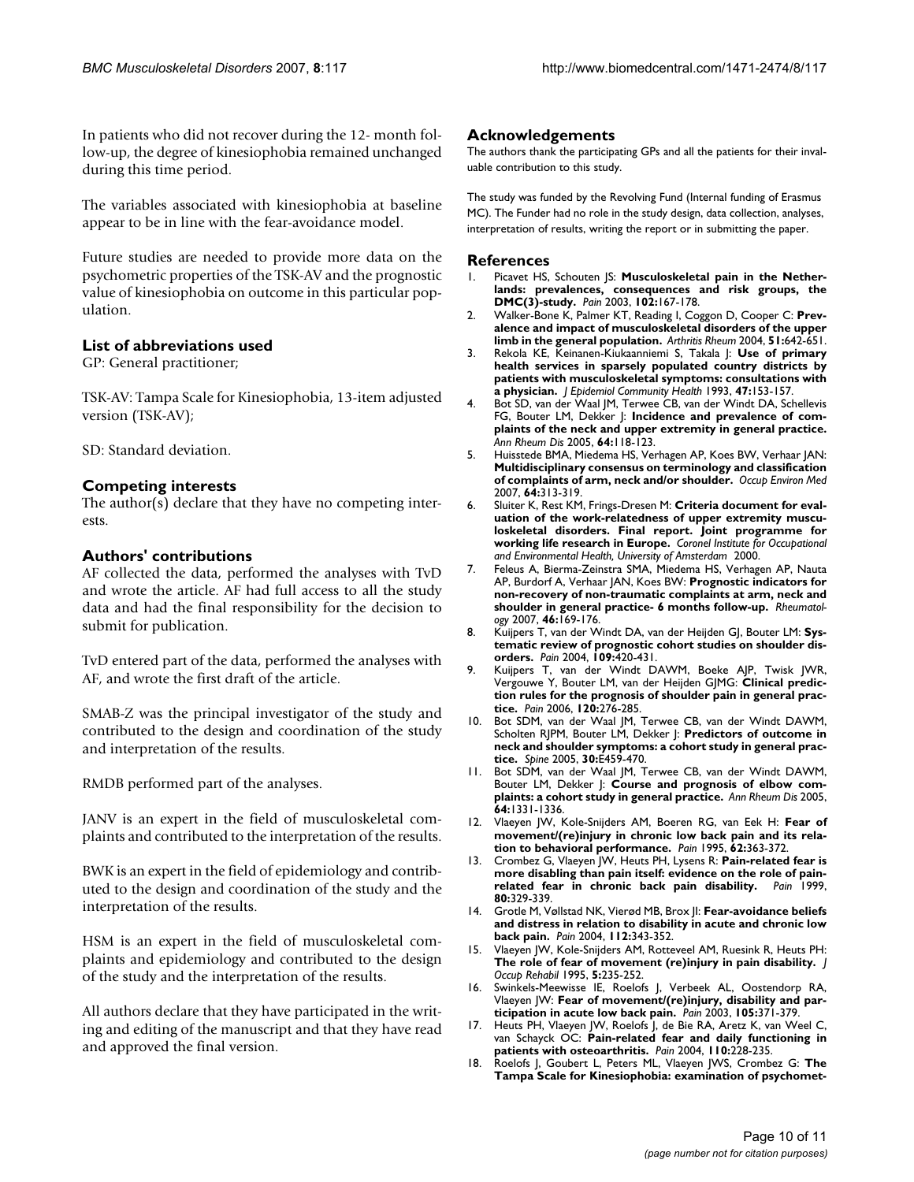In patients who did not recover during the 12- month follow-up, the degree of kinesiophobia remained unchanged during this time period.

The variables associated with kinesiophobia at baseline appear to be in line with the fear-avoidance model.

Future studies are needed to provide more data on the psychometric properties of the TSK-AV and the prognostic value of kinesiophobia on outcome in this particular population.

## List of abbreviations used

GP: General practitioner;

TSK-AV: Tampa Scale for Kinesiophobia, 13-item adjusted version (TSK-AV);

SD: Standard deviation.

## Competing interests

The author(s) declare that they have no competing interests.

## Authors' contributions

AF collected the data, performed the analyses with TvD and wrote the article. AF had full access to all the study data and had the final responsibility for the decision to submit for publication.

TvD entered part of the data, performed the analyses with AF, and wrote the first draft of the article.

SMAB-Z was the principal investigator of the study and contributed to the design and coordination of the study and interpretation of the results.

RMDB performed part of the analyses.

JANV is an expert in the field of musculoskeletal complaints and contributed to the interpretation of the results.

BWK is an expert in the field of epidemiology and contributed to the design and coordination of the study and the interpretation of the results.

HSM is an expert in the field of musculoskeletal complaints and epidemiology and contributed to the design of the study and the interpretation of the results.

All authors declare that they have participated in the writing and editing of the manuscript and that they have read and approved the final version.

## Acknowledgements

The authors thank the participating GPs and all the patients for their invaluable contribution to this study.

The study was funded by the Revolving Fund (Internal funding of Erasmus MC). The Funder had no role in the study design, data collection, analyses, interpretation of results, writing the report or in submitting the paper.

## References

1. Picavet HS, Schouten JS: **Musculoskeletal pain in the Netherlands: prevalences, consequences and risk groups, the DMC(3)-study.** *Pain* 2003, **102:**167-178.
2. Walker-Bone K, Palmer KT, Reading I, Coggon D, Cooper C: **Prevalence and impact of musculoskeletal disorders of the upper limb in the general population.** *Arthritis Rheum* 2004, **51:**642-651.
3. Rekola KE, Keinanen-Kiukaanniemi S, Takala J: **Use of primary health services in sparsely populated country districts by patients with musculoskeletal symptoms: consultations with a physician.** *J Epidemiol Community Health* 1993, **47:**153-157.
4. Bot SD, van der Waal JM, Terwee CB, van der Windt DA, Schellevis FG, Bouter LM, Dekker J: **Incidence and prevalence of complaints of the neck and upper extremity in general practice.** *Ann Rheum Dis* 2005, **64:**118-123.
5. Huisstede BMA, Miedema HS, Verhagen AP, Koes BW, Verhaar JAN: **Multidisciplinary consensus on terminology and classification of complaints of arm, neck and/or shoulder.** *Occup Environ Med* 2007, **64:**313-319.
6. Sluiter K, Rest KM, Frings-Dresen M: **Criteria document for evaluation of the work-relatedness of upper extremity musculoskeletal disorders. Final report. Joint programme for working life research in Europe.** *Coronel Institute for Occupational and Environmental Health, University of Amsterdam* 2000.
7. Feleus A, Bierma-Zeinstra SMA, Miedema HS, Verhagen AP, Nauta AP, Burdorf A, Verhaar JAN, Koes BW: **Prognostic indicators for non-recovery of non-traumatic complaints at arm, neck and shoulder in general practice- 6 months follow-up.** *Rheumatology* 2007, **46:**169-176.
8. Kuijpers T, van der Windt DA, van der Heijden GJ, Bouter LM: **Systematic review of prognostic cohort studies on shoulder disorders.** *Pain* 2004, **109:**420-431.
9. Kuijpers T, van der Windt DAWM, Boeke AJP, Twisk JWR, Vergouwe Y, Bouter LM, van der Heijden GJMG: **Clinical prediction rules for the prognosis of shoulder pain in general practice.** *Pain* 2006, **120:**276-285.
10. Bot SDM, van der Waal JM, Terwee CB, van der Windt DAWM, Scholten RJPM, Bouter LM, Dekker J: **Predictors of outcome in neck and shoulder symptoms: a cohort study in general practice.** *Spine* 2005, **30:**E459-470.
11. Bot SDM, van der Waal JM, Terwee CB, van der Windt DAWM, Bouter LM, Dekker J: **Course and prognosis of elbow complaints: a cohort study in general practice.** *Ann Rheum Dis* 2005, **64:**1331-1336.
12. Vlaeyen JW, Kole-Snijders AM, Boeren RG, van Eek H: **Fear of movement/(re)injury in chronic low back pain and its relation to behavioral performance.** *Pain* 1995, **62:**363-372.
13. Crombez G, Vlaeyen JW, Heuts PH, Lysens R: **Pain-related fear is more disabling than pain itself: evidence on the role of pain-related fear in chronic back pain disability.** *Pain* 1999, **80:**329-339.
14. Grotle M, Vøllstad NK, Vierød MB, Brox JI: **Fear-avoidance beliefs and distress in relation to disability in acute and chronic low back pain.** *Pain* 2004, **112:**343-352.
15. Vlaeyen JW, Kole-Snijders AM, Rotteveel AM, Ruesink R, Heuts PH: **The role of fear of movement (re)injury in pain disability.** *J Occup Rehabil* 1995, **5:**235-252.
16. Swinkels-Meewisse IE, Roelofs J, Verbeek AL, Oostendorp RA, Vlaeyen JW: **Fear of movement/(re)injury, disability and participation in acute low back pain.** *Pain* 2003, **105:**371-379.
17. Heuts PH, Vlaeyen JW, Roelofs J, de Bie RA, Aretz K, van Weel C, van Schayck OC: **Pain-related fear and daily functioning in patients with osteoarthritis.** *Pain* 2004, **110:**228-235.
18. Roelofs J, Goubert L, Peters ML, Vlaeyen JWS, Crombez G: **The Tampa Scale for Kinesiophobia: examination of psychomet-**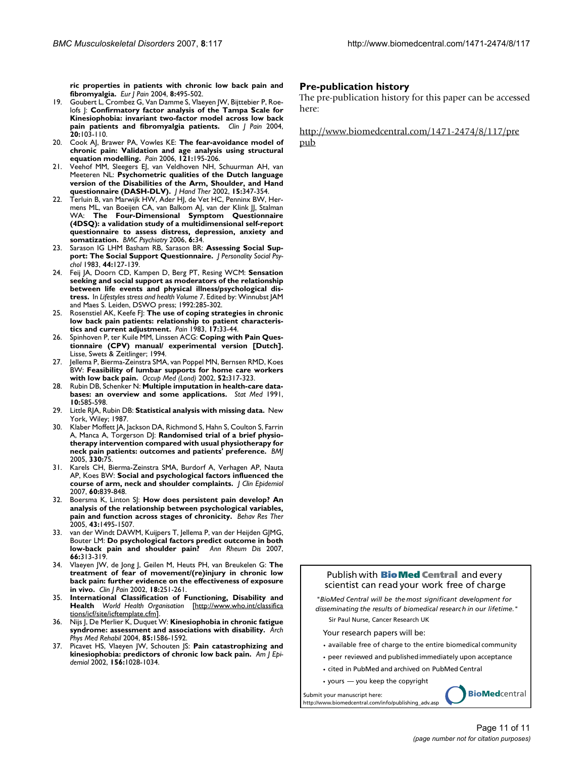ric properties in patients with chronic low back pain and fibromyalgia. *Eur J Pain* 2004, **8:**495-502.

19. Goubert L, Crombez G, Van Damme S, Vlaeyen JW, Bijttebier P, Roelofs J: **Confirmatory factor analysis of the Tampa Scale for Kinesiophobia: invariant two-factor model across low back pain patients and fibromyalgia patients.** *Clin J Pain* 2004, **20:**103-110.
20. Cook AJ, Brawer PA, Vowles KE: **The fear-avoidance model of chronic pain: Validation and age analysis using structural equation modelling.** *Pain* 2006, **121:**195-206.
21. Veehof MM, Sleegers EJ, van Veldhoven NH, Schuurman AH, van Meeteren NL: **Psychometric qualities of the Dutch language version of the Disabilities of the Arm, Shoulder, and Hand questionnaire (DASH-DLV).** *J Hand Ther* 2002, **15:**347-354.
22. Terluin B, van Marwijk HW, Ader HJ, de Vet HC, Penninx BW, Hermens ML, van Boeijen CA, van Balkom AJ, van der Klink JJ, Stalman WA: **The Four-Dimensional Symptom Questionnaire (4DSQ): a validation study of a multidimensional self-report questionnaire to assess distress, depression, anxiety and somatization.** *BMC Psychiatry* 2006, **6:**34.
23. Sarason IG LHM Basham RB, Sarason BR: **Assessing Social Support: The Social Support Questionnaire.** *J Personality Social Psychol* 1983, **44:**127-139.
24. Feij JA, Doorn CD, Kampen D, Berg PT, Resing WCM: **Sensation seeking and social support as moderators of the relationship between life events and physical illness/psychological distress.** In *Lifestyles stress and health Volume 7*. Edited by: Winnubst JAM and Maes S. Leiden, DSWO press; 1992:285-302.
25. Rosenstiel AK, Keefe FJ: **The use of coping strategies in chronic low back pain patients: relationship to patient characteristics and current adjustment.** *Pain* 1983, **17:**33-44.
26. Spinhoven P, ter Kuile MM, Linssen ACG: **Coping with Pain Questionnaire (CPV) manual/ experimental version [Dutch].** Lisse, Swets & Zeitlinger; 1994.
27. Jellema P, Bierma-Zeinstra SMA, van Poppel MN, Bernsen RMD, Koes BW: **Feasibility of lumbar supports for home care workers with low back pain.** *Occup Med (Lond)* 2002, **52:**317-323.
28. Rubin DB, Schenker N: **Multiple imputation in health-care databases: an overview and some applications.** *Stat Med* 1991, **10:**585-598.
29. Little RJA, Rubin DB: **Statistical analysis with missing data.** New York, Wiley; 1987.
30. Klaber Moffett JA, Jackson DA, Richmond S, Hahn S, Coulton S, Farrin A, Manca A, Torgerson DJ: **Randomised trial of a brief physiotherapy intervention compared with usual physiotherapy for neck pain patients: outcomes and patients' preference.** *BMJ* 2005, **330:**75.
31. Karels CH, Bierma-Zeinstra SMA, Burdorf A, Verhagen AP, Nauta AP, Koes BW: **Social and psychological factors influenced the course of arm, neck and shoulder complaints.** *J Clin Epidemiol* 2007, **60:**839-848.
32. Boersma K, Linton SJ: **How does persistent pain develop? An analysis of the relationship between psychological variables, pain and function across stages of chronicity.** *Behav Res Ther* 2005, **43:**1495-1507.
33. van der Windt DAWM, Kuijpers T, Jellema P, van der Heijden GJMG, Bouter LM: **Do psychological factors predict outcome in both low-back pain and shoulder pain?** *Ann Rheum Dis* 2007, **66:**313-319.
34. Vlaeyen JW, de Jong J, Geilen M, Heuts PH, van Breukelen G: **The treatment of fear of movement/(re)injury in chronic low back pain: further evidence on the effectiveness of exposure in vivo.** *Clin J Pain* 2002, **18:**251-261.
35. **International Classification of Functioning, Disability and Health** *World Health Organisation* [http://www.who.int/classifications/icf/site/icftemplate.cfm].
36. Nijs J, De Merlier K, Duquet W: **Kinesiophobia in chronic fatigue syndrome: assessment and associations with disability.** *Arch Phys Med Rehabil* 2004, **85:**1586-1592.
37. Picavet HS, Vlaeyen JW, Schouten JS: **Pain catastrophizing and kinesiophobia: predictors of chronic low back pain.** *Am J Epidemiol* 2002, **156:**1028-1034.

## Pre-publication history

The pre-publication history for this paper can be accessed here:

http://www.biomedcentral.com/1471-2474/8/117/prepub

Publish with **BioMed Central** and every scientist can read your work free of charge

*"BioMed Central will be the most significant development for disseminating the results of biomedical research in our lifetime."*

Sir Paul Nurse, Cancer Research UK

Your research papers will be:

- available free of charge to the entire biomedical community
- peer reviewed and published immediately upon acceptance
- cited in PubMed and archived on PubMed Central
- yours — you keep the copyright

Submit your manuscript here:
http://www.biomedcentral.com/info/publishing_adv.asp

BioMedcentral